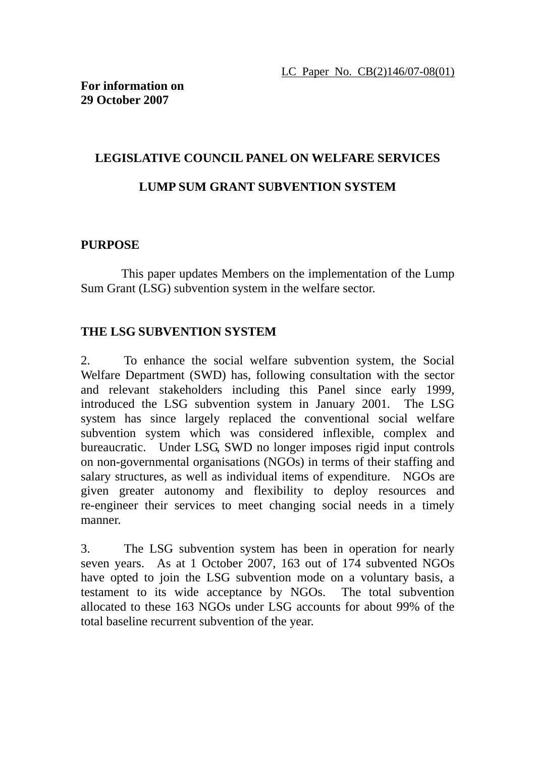LC Paper No. CB(2)146/07-08(01)

**For information on**
**29 October 2007**

# LEGISLATIVE COUNCIL PANEL ON WELFARE SERVICES

# LUMP SUM GRANT SUBVENTION SYSTEM

## PURPOSE

This paper updates Members on the implementation of the Lump Sum Grant (LSG) subvention system in the welfare sector.

## THE LSG SUBVENTION SYSTEM

2. To enhance the social welfare subvention system, the Social Welfare Department (SWD) has, following consultation with the sector and relevant stakeholders including this Panel since early 1999, introduced the LSG subvention system in January 2001. The LSG system has since largely replaced the conventional social welfare subvention system which was considered inflexible, complex and bureaucratic. Under LSG, SWD no longer imposes rigid input controls on non-governmental organisations (NGOs) in terms of their staffing and salary structures, as well as individual items of expenditure. NGOs are given greater autonomy and flexibility to deploy resources and re-engineer their services to meet changing social needs in a timely manner.

3. The LSG subvention system has been in operation for nearly seven years. As at 1 October 2007, 163 out of 174 subvented NGOs have opted to join the LSG subvention mode on a voluntary basis, a testament to its wide acceptance by NGOs. The total subvention allocated to these 163 NGOs under LSG accounts for about 99% of the total baseline recurrent subvention of the year.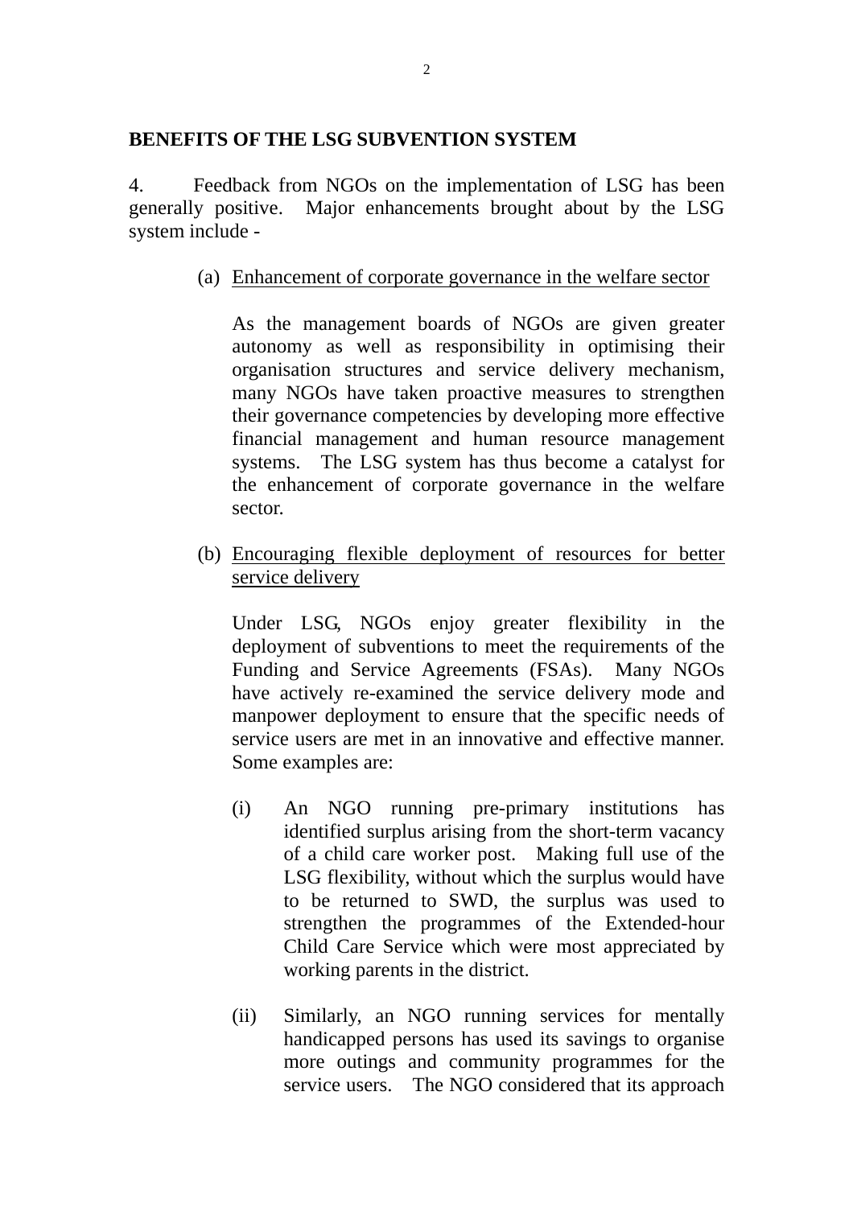## BENEFITS OF THE LSG SUBVENTION SYSTEM

4. Feedback from NGOs on the implementation of LSG has been generally positive. Major enhancements brought about by the LSG system include -

(a) <u>Enhancement of corporate governance in the welfare sector</u>

As the management boards of NGOs are given greater autonomy as well as responsibility in optimising their organisation structures and service delivery mechanism, many NGOs have taken proactive measures to strengthen their governance competencies by developing more effective financial management and human resource management systems. The LSG system has thus become a catalyst for the enhancement of corporate governance in the welfare sector.

(b) <u>Encouraging flexible deployment of resources for better service delivery</u>

Under LSG, NGOs enjoy greater flexibility in the deployment of subventions to meet the requirements of the Funding and Service Agreements (FSAs). Many NGOs have actively re-examined the service delivery mode and manpower deployment to ensure that the specific needs of service users are met in an innovative and effective manner. Some examples are:

(i) An NGO running pre-primary institutions has identified surplus arising from the short-term vacancy of a child care worker post. Making full use of the LSG flexibility, without which the surplus would have to be returned to SWD, the surplus was used to strengthen the programmes of the Extended-hour Child Care Service which were most appreciated by working parents in the district.

(ii) Similarly, an NGO running services for mentally handicapped persons has used its savings to organise more outings and community programmes for the service users. The NGO considered that its approach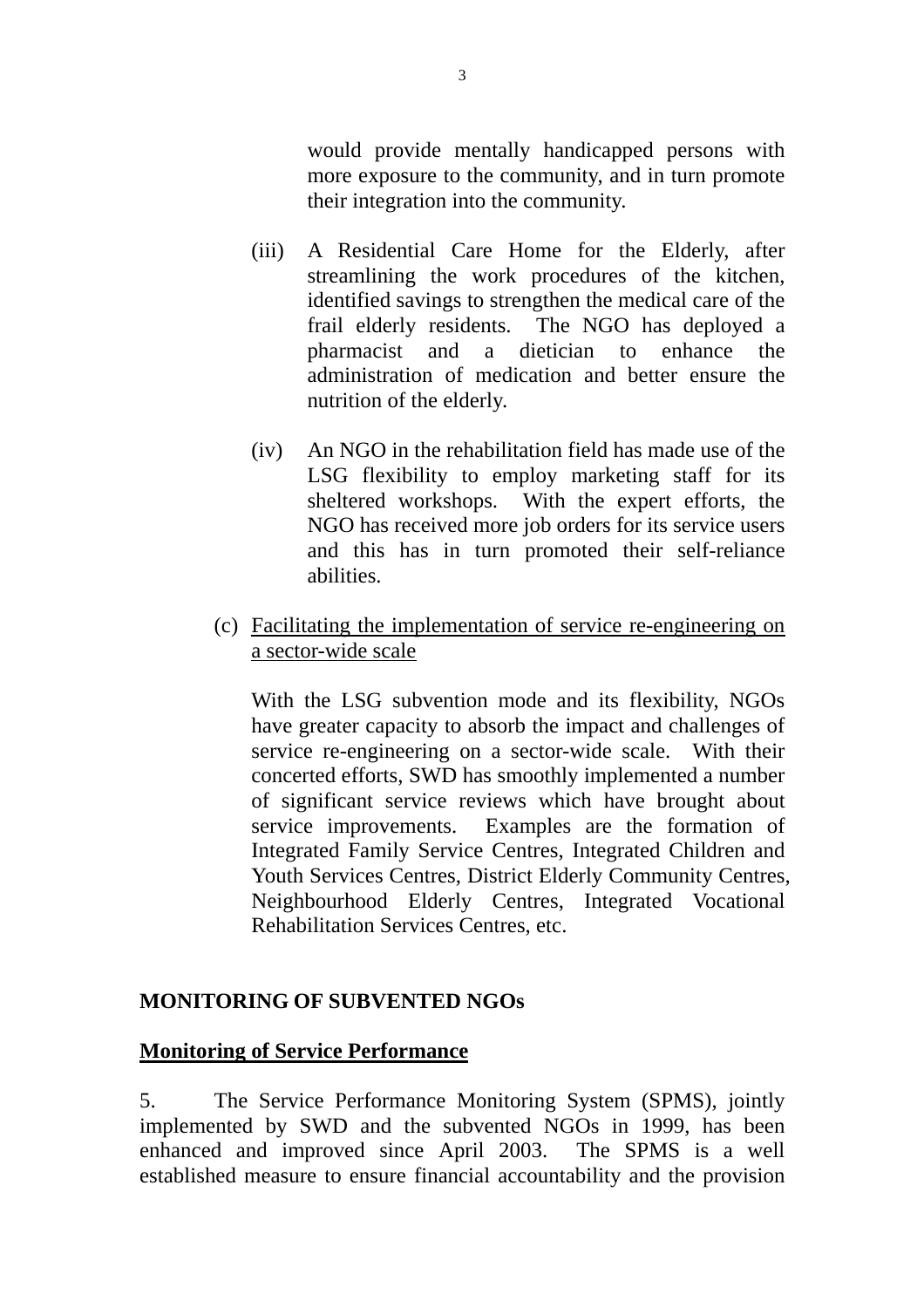would provide mentally handicapped persons with more exposure to the community, and in turn promote their integration into the community.

(iii) A Residential Care Home for the Elderly, after streamlining the work procedures of the kitchen, identified savings to strengthen the medical care of the frail elderly residents. The NGO has deployed a pharmacist and a dietician to enhance the administration of medication and better ensure the nutrition of the elderly.

(iv) An NGO in the rehabilitation field has made use of the LSG flexibility to employ marketing staff for its sheltered workshops. With the expert efforts, the NGO has received more job orders for its service users and this has in turn promoted their self-reliance abilities.

(c) <u>Facilitating the implementation of service re-engineering on a sector-wide scale</u>

With the LSG subvention mode and its flexibility, NGOs have greater capacity to absorb the impact and challenges of service re-engineering on a sector-wide scale. With their concerted efforts, SWD has smoothly implemented a number of significant service reviews which have brought about service improvements. Examples are the formation of Integrated Family Service Centres, Integrated Children and Youth Services Centres, District Elderly Community Centres, Neighbourhood Elderly Centres, Integrated Vocational Rehabilitation Services Centres, etc.

**MONITORING OF SUBVENTED NGOs**

**<u>Monitoring of Service Performance</u>**

5. The Service Performance Monitoring System (SPMS), jointly implemented by SWD and the subvented NGOs in 1999, has been enhanced and improved since April 2003. The SPMS is a well established measure to ensure financial accountability and the provision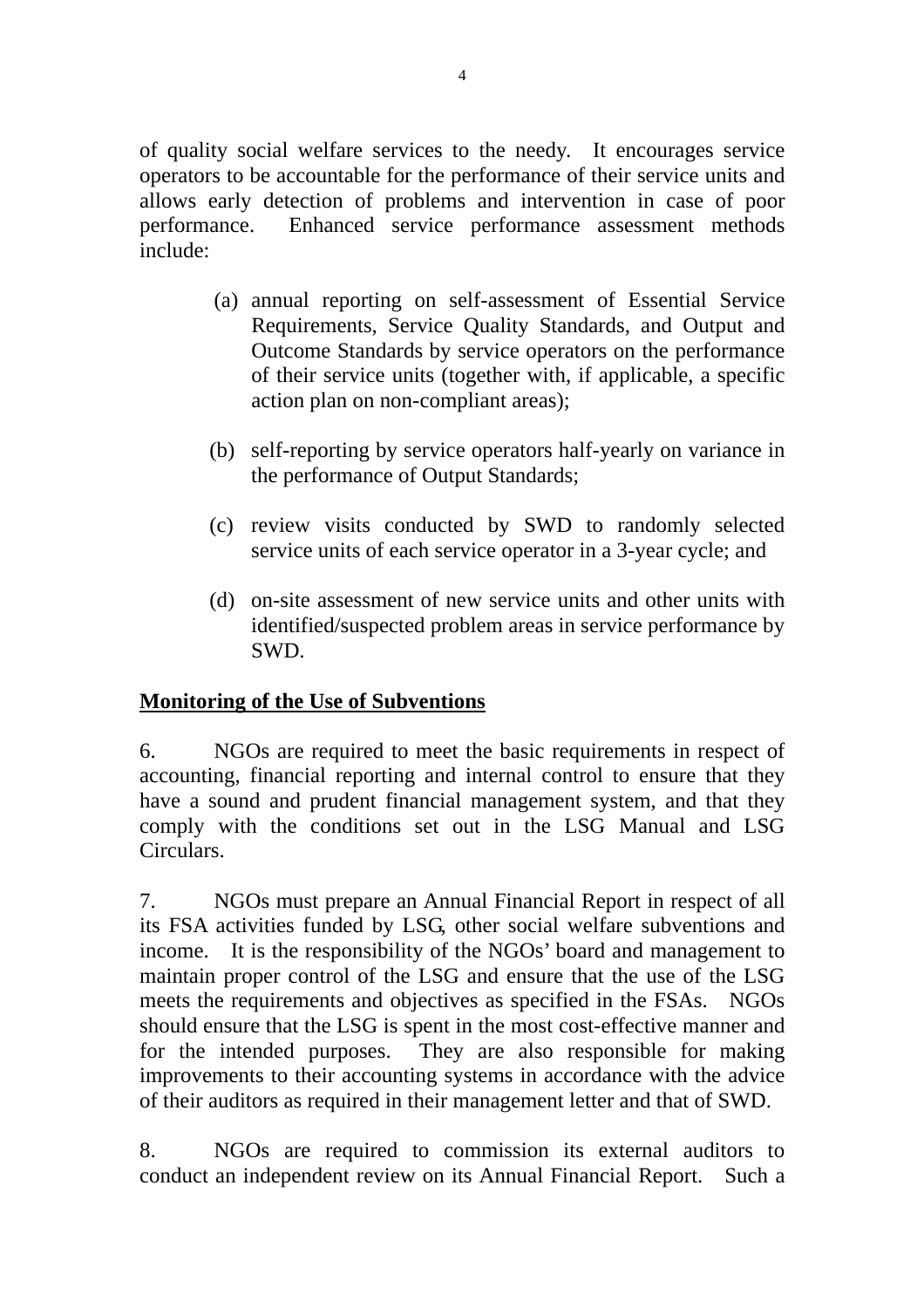of quality social welfare services to the needy. It encourages service operators to be accountable for the performance of their service units and allows early detection of problems and intervention in case of poor performance. Enhanced service performance assessment methods include:

(a) annual reporting on self-assessment of Essential Service Requirements, Service Quality Standards, and Output and Outcome Standards by service operators on the performance of their service units (together with, if applicable, a specific action plan on non-compliant areas);

(b) self-reporting by service operators half-yearly on variance in the performance of Output Standards;

(c) review visits conducted by SWD to randomly selected service units of each service operator in a 3-year cycle; and

(d) on-site assessment of new service units and other units with identified/suspected problem areas in service performance by SWD.

**<u>Monitoring of the Use of Subventions</u>**

6. NGOs are required to meet the basic requirements in respect of accounting, financial reporting and internal control to ensure that they have a sound and prudent financial management system, and that they comply with the conditions set out in the LSG Manual and LSG Circulars.

7. NGOs must prepare an Annual Financial Report in respect of all its FSA activities funded by LSG, other social welfare subventions and income. It is the responsibility of the NGOs' board and management to maintain proper control of the LSG and ensure that the use of the LSG meets the requirements and objectives as specified in the FSAs. NGOs should ensure that the LSG is spent in the most cost-effective manner and for the intended purposes. They are also responsible for making improvements to their accounting systems in accordance with the advice of their auditors as required in their management letter and that of SWD.

8. NGOs are required to commission its external auditors to conduct an independent review on its Annual Financial Report. Such a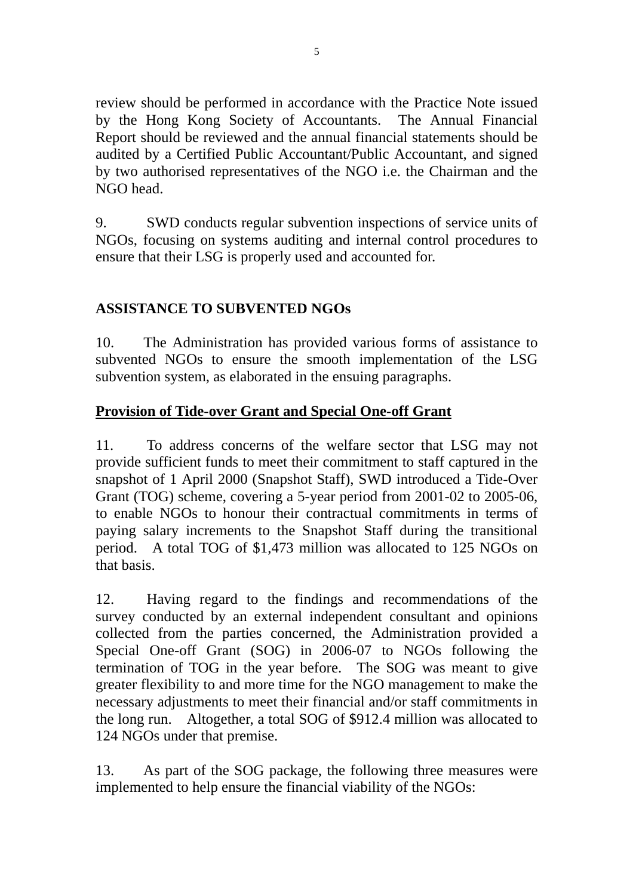review should be performed in accordance with the Practice Note issued by the Hong Kong Society of Accountants. The Annual Financial Report should be reviewed and the annual financial statements should be audited by a Certified Public Accountant/Public Accountant, and signed by two authorised representatives of the NGO i.e. the Chairman and the NGO head.

9. SWD conducts regular subvention inspections of service units of NGOs, focusing on systems auditing and internal control procedures to ensure that their LSG is properly used and accounted for.

## ASSISTANCE TO SUBVENTED NGOs

10. The Administration has provided various forms of assistance to subvented NGOs to ensure the smooth implementation of the LSG subvention system, as elaborated in the ensuing paragraphs.

### Provision of Tide-over Grant and Special One-off Grant

11. To address concerns of the welfare sector that LSG may not provide sufficient funds to meet their commitment to staff captured in the snapshot of 1 April 2000 (Snapshot Staff), SWD introduced a Tide-Over Grant (TOG) scheme, covering a 5-year period from 2001-02 to 2005-06, to enable NGOs to honour their contractual commitments in terms of paying salary increments to the Snapshot Staff during the transitional period. A total TOG of $1,473 million was allocated to 125 NGOs on that basis.

12. Having regard to the findings and recommendations of the survey conducted by an external independent consultant and opinions collected from the parties concerned, the Administration provided a Special One-off Grant (SOG) in 2006-07 to NGOs following the termination of TOG in the year before. The SOG was meant to give greater flexibility to and more time for the NGO management to make the necessary adjustments to meet their financial and/or staff commitments in the long run. Altogether, a total SOG of $912.4 million was allocated to 124 NGOs under that premise.

13. As part of the SOG package, the following three measures were implemented to help ensure the financial viability of the NGOs: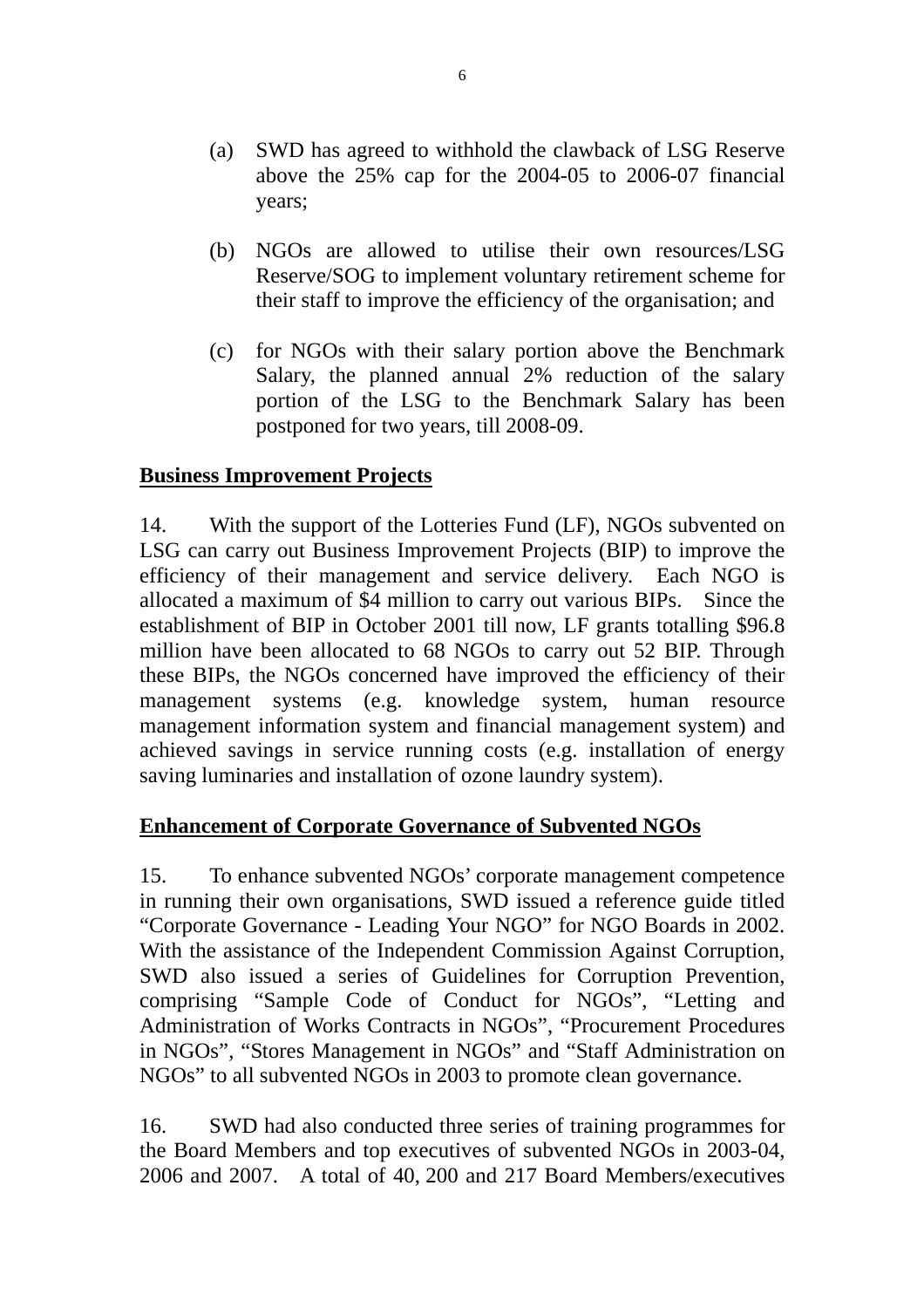(a) SWD has agreed to withhold the clawback of LSG Reserve above the 25% cap for the 2004-05 to 2006-07 financial years;

(b) NGOs are allowed to utilise their own resources/LSG Reserve/SOG to implement voluntary retirement scheme for their staff to improve the efficiency of the organisation; and

(c) for NGOs with their salary portion above the Benchmark Salary, the planned annual 2% reduction of the salary portion of the LSG to the Benchmark Salary has been postponed for two years, till 2008-09.

**Business Improvement Projects**

14. With the support of the Lotteries Fund (LF), NGOs subvented on LSG can carry out Business Improvement Projects (BIP) to improve the efficiency of their management and service delivery. Each NGO is allocated a maximum of $4 million to carry out various BIPs. Since the establishment of BIP in October 2001 till now, LF grants totalling $96.8 million have been allocated to 68 NGOs to carry out 52 BIP. Through these BIPs, the NGOs concerned have improved the efficiency of their management systems (e.g. knowledge system, human resource management information system and financial management system) and achieved savings in service running costs (e.g. installation of energy saving luminaries and installation of ozone laundry system).

**Enhancement of Corporate Governance of Subvented NGOs**

15. To enhance subvented NGOs' corporate management competence in running their own organisations, SWD issued a reference guide titled "Corporate Governance - Leading Your NGO" for NGO Boards in 2002. With the assistance of the Independent Commission Against Corruption, SWD also issued a series of Guidelines for Corruption Prevention, comprising "Sample Code of Conduct for NGOs", "Letting and Administration of Works Contracts in NGOs", "Procurement Procedures in NGOs", "Stores Management in NGOs" and "Staff Administration on NGOs" to all subvented NGOs in 2003 to promote clean governance.

16. SWD had also conducted three series of training programmes for the Board Members and top executives of subvented NGOs in 2003-04, 2006 and 2007. A total of 40, 200 and 217 Board Members/executives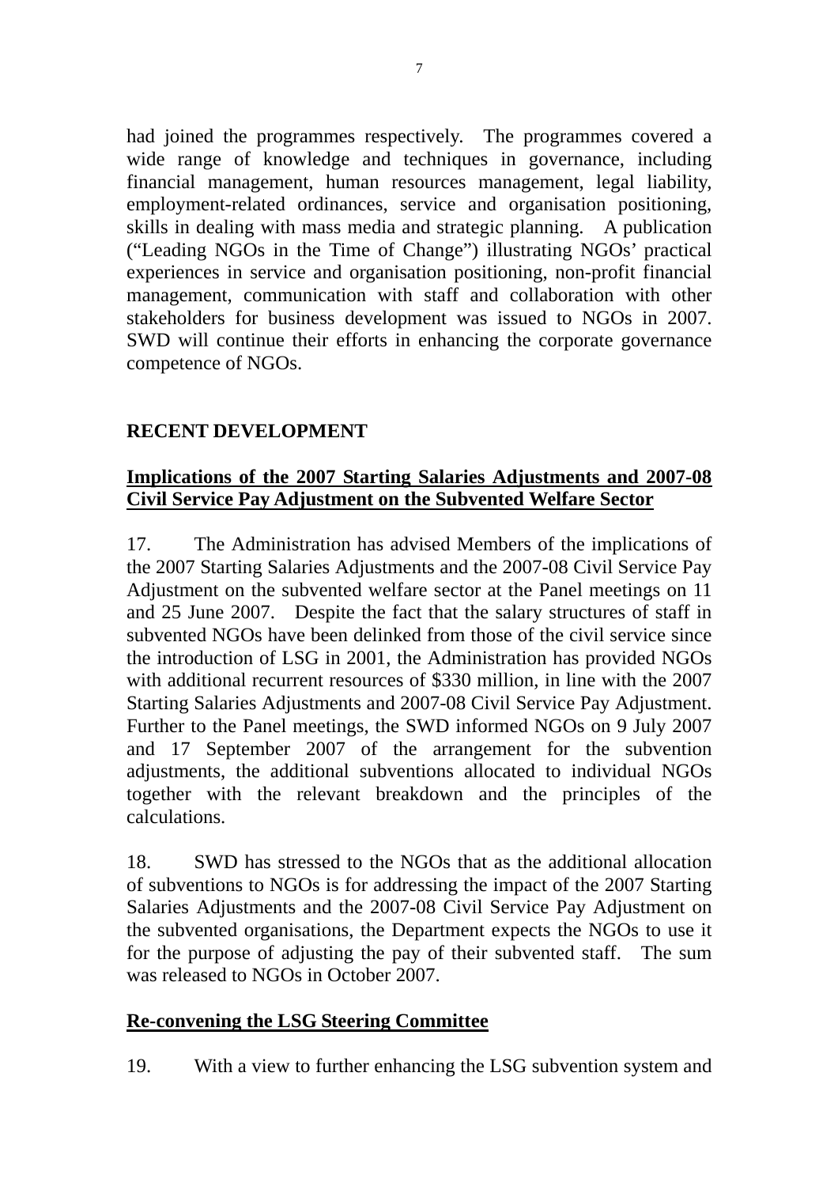had joined the programmes respectively. The programmes covered a wide range of knowledge and techniques in governance, including financial management, human resources management, legal liability, employment-related ordinances, service and organisation positioning, skills in dealing with mass media and strategic planning. A publication ("Leading NGOs in the Time of Change") illustrating NGOs' practical experiences in service and organisation positioning, non-profit financial management, communication with staff and collaboration with other stakeholders for business development was issued to NGOs in 2007. SWD will continue their efforts in enhancing the corporate governance competence of NGOs.

## RECENT DEVELOPMENT

### <u>Implications of the 2007 Starting Salaries Adjustments and 2007-08 Civil Service Pay Adjustment on the Subvented Welfare Sector</u>

17. The Administration has advised Members of the implications of the 2007 Starting Salaries Adjustments and the 2007-08 Civil Service Pay Adjustment on the subvented welfare sector at the Panel meetings on 11 and 25 June 2007. Despite the fact that the salary structures of staff in subvented NGOs have been delinked from those of the civil service since the introduction of LSG in 2001, the Administration has provided NGOs with additional recurrent resources of $330 million, in line with the 2007 Starting Salaries Adjustments and 2007-08 Civil Service Pay Adjustment. Further to the Panel meetings, the SWD informed NGOs on 9 July 2007 and 17 September 2007 of the arrangement for the subvention adjustments, the additional subventions allocated to individual NGOs together with the relevant breakdown and the principles of the calculations.

18. SWD has stressed to the NGOs that as the additional allocation of subventions to NGOs is for addressing the impact of the 2007 Starting Salaries Adjustments and the 2007-08 Civil Service Pay Adjustment on the subvented organisations, the Department expects the NGOs to use it for the purpose of adjusting the pay of their subvented staff. The sum was released to NGOs in October 2007.

### <u>Re-convening the LSG Steering Committee</u>

19. With a view to further enhancing the LSG subvention system and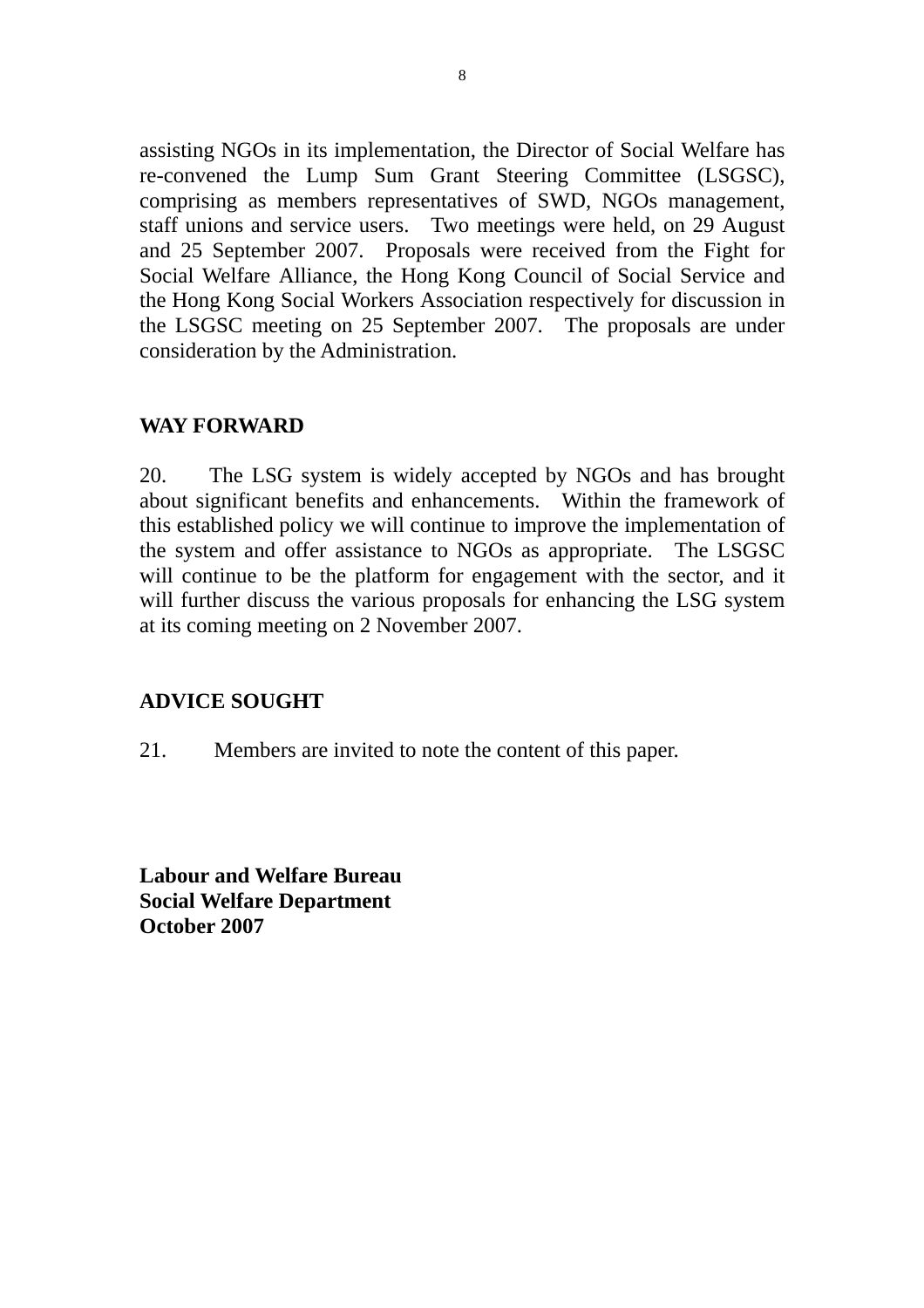assisting NGOs in its implementation, the Director of Social Welfare has re-convened the Lump Sum Grant Steering Committee (LSGSC), comprising as members representatives of SWD, NGOs management, staff unions and service users. Two meetings were held, on 29 August and 25 September 2007. Proposals were received from the Fight for Social Welfare Alliance, the Hong Kong Council of Social Service and the Hong Kong Social Workers Association respectively for discussion in the LSGSC meeting on 25 September 2007. The proposals are under consideration by the Administration.

## WAY FORWARD

20. The LSG system is widely accepted by NGOs and has brought about significant benefits and enhancements. Within the framework of this established policy we will continue to improve the implementation of the system and offer assistance to NGOs as appropriate. The LSGSC will continue to be the platform for engagement with the sector, and it will further discuss the various proposals for enhancing the LSG system at its coming meeting on 2 November 2007.

## ADVICE SOUGHT

21. Members are invited to note the content of this paper.

**Labour and Welfare Bureau**
**Social Welfare Department**
**October 2007**